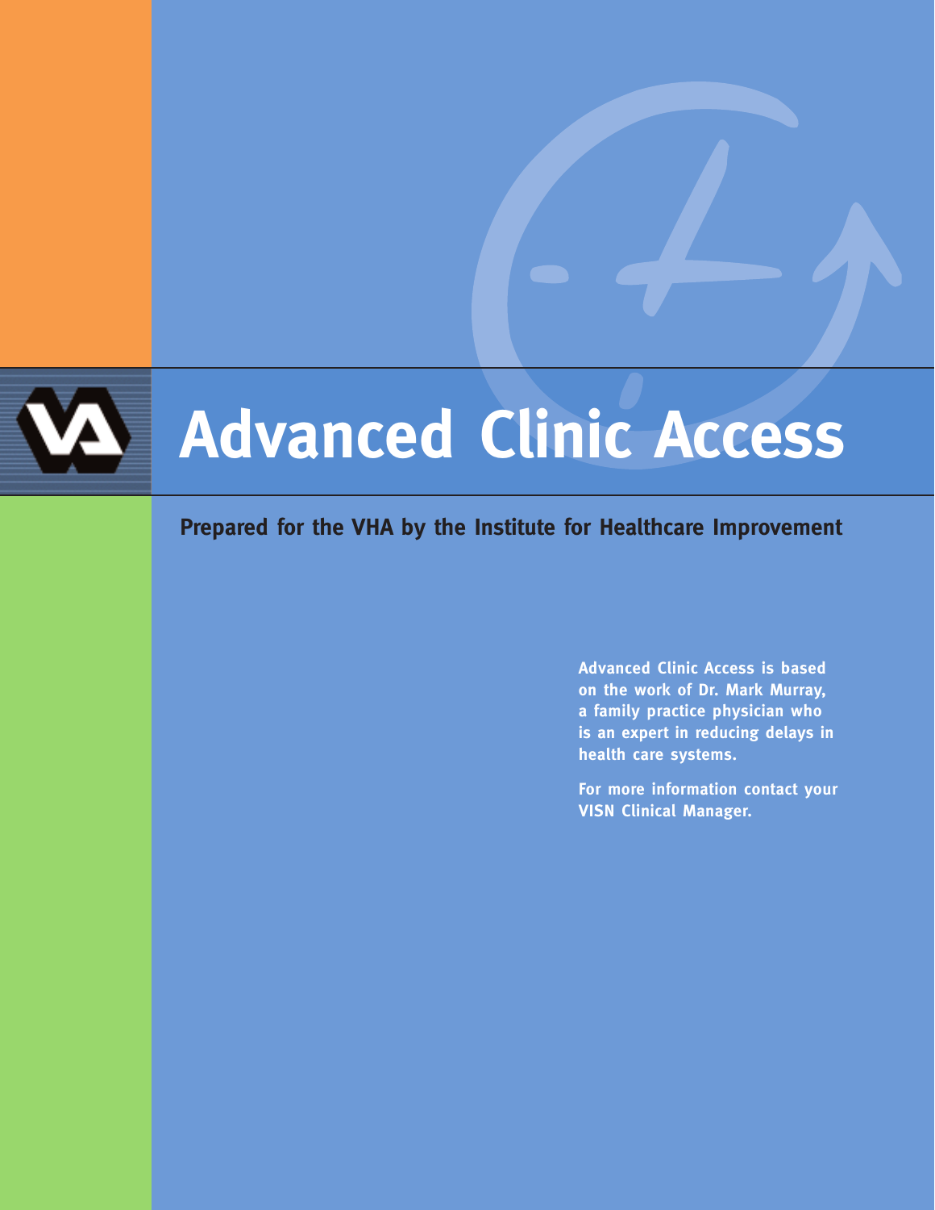# Advanced Clinic Access

**Prepared for the VHA by the Institute for Healthcare Improvement**

**Advanced Clinic Access is based on the work of Dr. Mark Murray, a family practice physician who is an expert in reducing delays in health care systems.**

**For more information contact your VISN Clinical Manager.**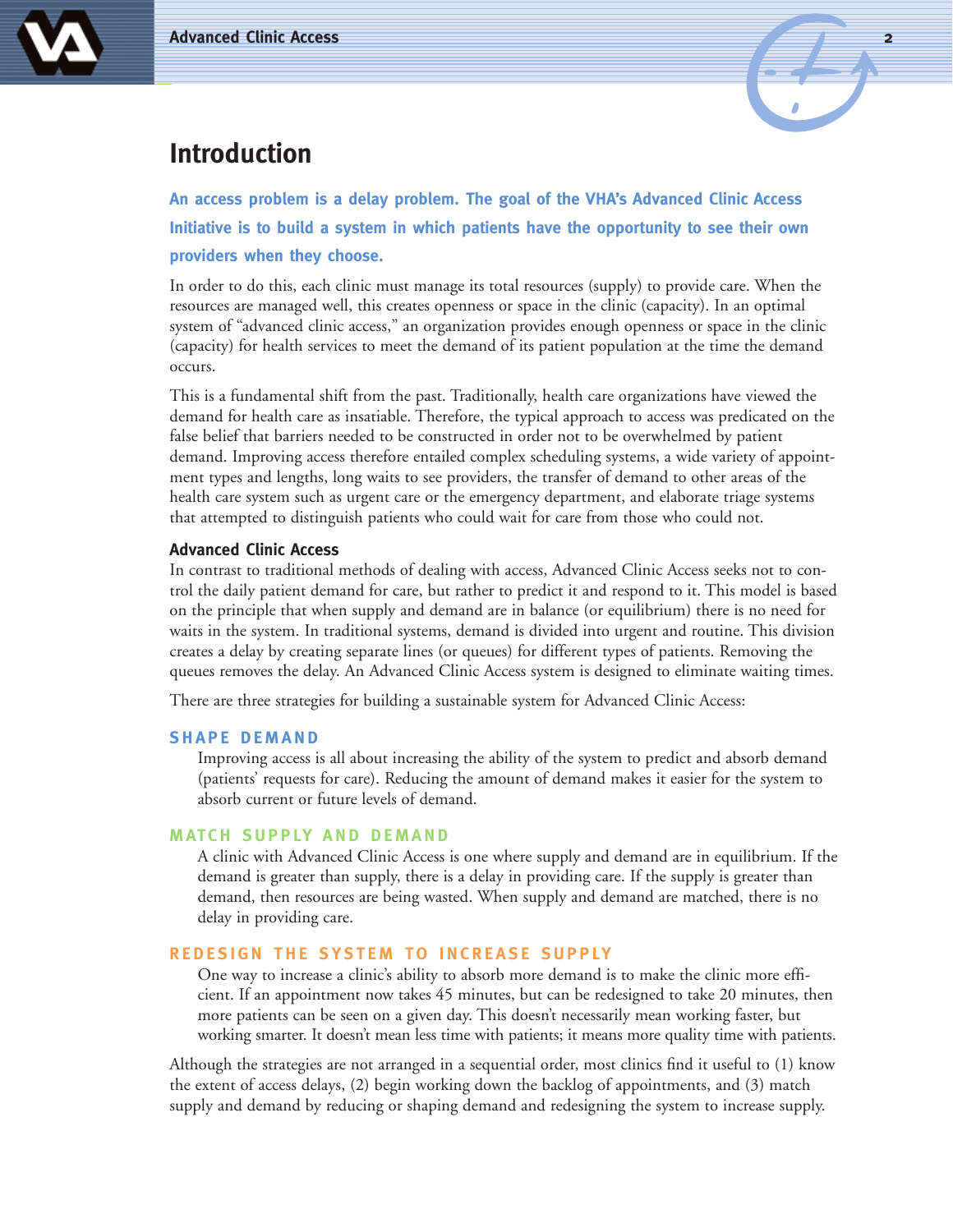# Introduction

**An access problem is a delay problem. The goal of the VHA's Advanced Clinic Access Initiative is to build a system in which patients have the opportunity to see their own providers when they choose.**

In order to do this, each clinic must manage its total resources (supply) to provide care. When the resources are managed well, this creates openness or space in the clinic (capacity). In an optimal system of "advanced clinic access," an organization provides enough openness or space in the clinic (capacity) for health services to meet the demand of its patient population at the time the demand occurs.

This is a fundamental shift from the past. Traditionally, health care organizations have viewed the demand for health care as insatiable. Therefore, the typical approach to access was predicated on the false belief that barriers needed to be constructed in order not to be overwhelmed by patient demand. Improving access therefore entailed complex scheduling systems, a wide variety of appointment types and lengths, long waits to see providers, the transfer of demand to other areas of the health care system such as urgent care or the emergency department, and elaborate triage systems that attempted to distinguish patients who could wait for care from those who could not.

### Advanced Clinic Access

In contrast to traditional methods of dealing with access, Advanced Clinic Access seeks not to control the daily patient demand for care, but rather to predict it and respond to it. This model is based on the principle that when supply and demand are in balance (or equilibrium) there is no need for waits in the system. In traditional systems, demand is divided into urgent and routine. This division creates a delay by creating separate lines (or queues) for different types of patients. Removing the queues removes the delay. An Advanced Clinic Access system is designed to eliminate waiting times.

There are three strategies for building a sustainable system for Advanced Clinic Access:

#### SHAPE DEMAND

Improving access is all about increasing the ability of the system to predict and absorb demand (patients' requests for care). Reducing the amount of demand makes it easier for the system to absorb current or future levels of demand.

#### MATCH SUPPLY AND DEMAND

A clinic with Advanced Clinic Access is one where supply and demand are in equilibrium. If the demand is greater than supply, there is a delay in providing care. If the supply is greater than demand, then resources are being wasted. When supply and demand are matched, there is no delay in providing care.

#### REDESIGN THE SYSTEM TO INCREASE SUPPLY

One way to increase a clinic's ability to absorb more demand is to make the clinic more efficient. If an appointment now takes 45 minutes, but can be redesigned to take 20 minutes, then more patients can be seen on a given day. This doesn't necessarily mean working faster, but working smarter. It doesn't mean less time with patients; it means more quality time with patients.

Although the strategies are not arranged in a sequential order, most clinics find it useful to (1) know the extent of access delays, (2) begin working down the backlog of appointments, and (3) match supply and demand by reducing or shaping demand and redesigning the system to increase supply.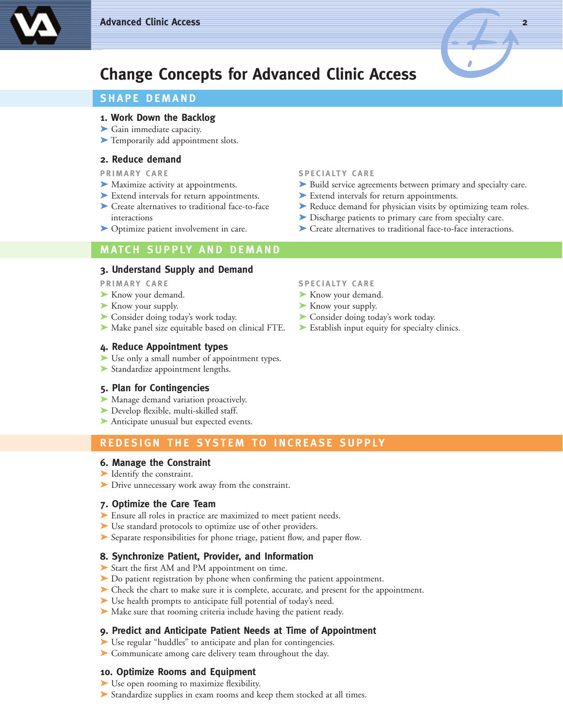# Change Concepts for Advanced Clinic Access

## SHAPE DEMAND

### 1. Work Down the Backlog

- Gain immediate capacity.
- Temporarily add appointment slots.

### 2. Reduce demand

**PRIMARY CARE**

- Maximize activity at appointments.
- Extend intervals for return appointments.
- Create alternatives to traditional face-to-face interactions
- Optimize patient involvement in care.

**SPECIALTY CARE**

- Build service agreements between primary and specialty care.
- Extend intervals for return appointments.
- Reduce demand for physician visits by optimizing team roles.
- Discharge patients to primary care from specialty care.
- Create alternatives to traditional face-to-face interactions.

## MATCH SUPPLY AND DEMAND

### 3. Understand Supply and Demand

**PRIMARY CARE**

- Know your demand.
- Know your supply.
- Consider doing today's work today.
- Make panel size equitable based on clinical FTE.

**SPECIALTY CARE**

- Know your demand.
- Know your supply.
- Consider doing today's work today.
- Establish input equity for specialty clinics.

### 4. Reduce Appointment types

- Use only a small number of appointment types.
- Standardize appointment lengths.

### 5. Plan for Contingencies

- Manage demand variation proactively.
- Develop flexible, multi-skilled staff.
- Anticipate unusual but expected events.

## REDESIGN THE SYSTEM TO INCREASE SUPPLY

### 6. Manage the Constraint

- Identify the constraint.
- Drive unnecessary work away from the constraint.

### 7. Optimize the Care Team

- Ensure all roles in practice are maximized to meet patient needs.
- Use standard protocols to optimize use of other providers.
- Separate responsibilities for phone triage, patient flow, and paper flow.

### 8. Synchronize Patient, Provider, and Information

- Start the first AM and PM appointment on time.
- Do patient registration by phone when confirming the patient appointment.
- Check the chart to make sure it is complete, accurate, and present for the appointment.
- Use health prompts to anticipate full potential of today's need.
- Make sure that rooming criteria include having the patient ready.

### 9. Predict and Anticipate Patient Needs at Time of Appointment

- Use regular "huddles" to anticipate and plan for contingencies.
- Communicate among care delivery team throughout the day.

### 10. Optimize Rooms and Equipment

- Use open rooming to maximize flexibility.
- Standardize supplies in exam rooms and keep them stocked at all times.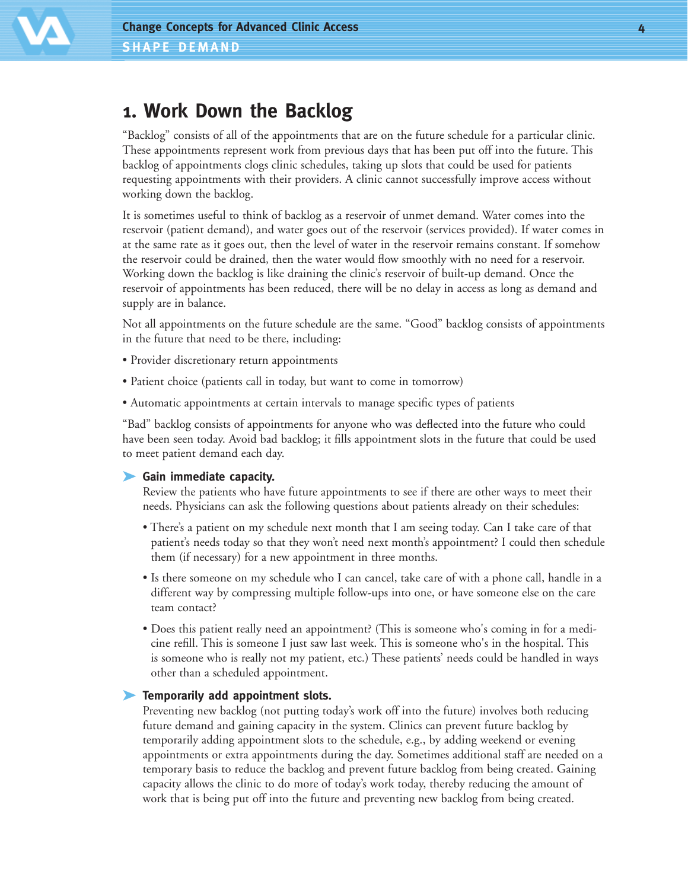# 1. Work Down the Backlog

"Backlog" consists of all of the appointments that are on the future schedule for a particular clinic. These appointments represent work from previous days that has been put off into the future. This backlog of appointments clogs clinic schedules, taking up slots that could be used for patients requesting appointments with their providers. A clinic cannot successfully improve access without working down the backlog.

It is sometimes useful to think of backlog as a reservoir of unmet demand. Water comes into the reservoir (patient demand), and water goes out of the reservoir (services provided). If water comes in at the same rate as it goes out, then the level of water in the reservoir remains constant. If somehow the reservoir could be drained, then the water would flow smoothly with no need for a reservoir. Working down the backlog is like draining the clinic's reservoir of built-up demand. Once the reservoir of appointments has been reduced, there will be no delay in access as long as demand and supply are in balance.

Not all appointments on the future schedule are the same. "Good" backlog consists of appointments in the future that need to be there, including:

- Provider discretionary return appointments
- Patient choice (patients call in today, but want to come in tomorrow)
- Automatic appointments at certain intervals to manage specific types of patients

"Bad" backlog consists of appointments for anyone who was deflected into the future who could have been seen today. Avoid bad backlog; it fills appointment slots in the future that could be used to meet patient demand each day.

### Gain immediate capacity.

Review the patients who have future appointments to see if there are other ways to meet their needs. Physicians can ask the following questions about patients already on their schedules:

- There's a patient on my schedule next month that I am seeing today. Can I take care of that patient's needs today so that they won't need next month's appointment? I could then schedule them (if necessary) for a new appointment in three months.
- Is there someone on my schedule who I can cancel, take care of with a phone call, handle in a different way by compressing multiple follow-ups into one, or have someone else on the care team contact?
- Does this patient really need an appointment? (This is someone who's coming in for a medicine refill. This is someone I just saw last week. This is someone who's in the hospital. This is someone who is really not my patient, etc.) These patients' needs could be handled in ways other than a scheduled appointment.

### Temporarily add appointment slots.

Preventing new backlog (not putting today's work off into the future) involves both reducing future demand and gaining capacity in the system. Clinics can prevent future backlog by temporarily adding appointment slots to the schedule, e.g., by adding weekend or evening appointments or extra appointments during the day. Sometimes additional staff are needed on a temporary basis to reduce the backlog and prevent future backlog from being created. Gaining capacity allows the clinic to do more of today's work today, thereby reducing the amount of work that is being put off into the future and preventing new backlog from being created.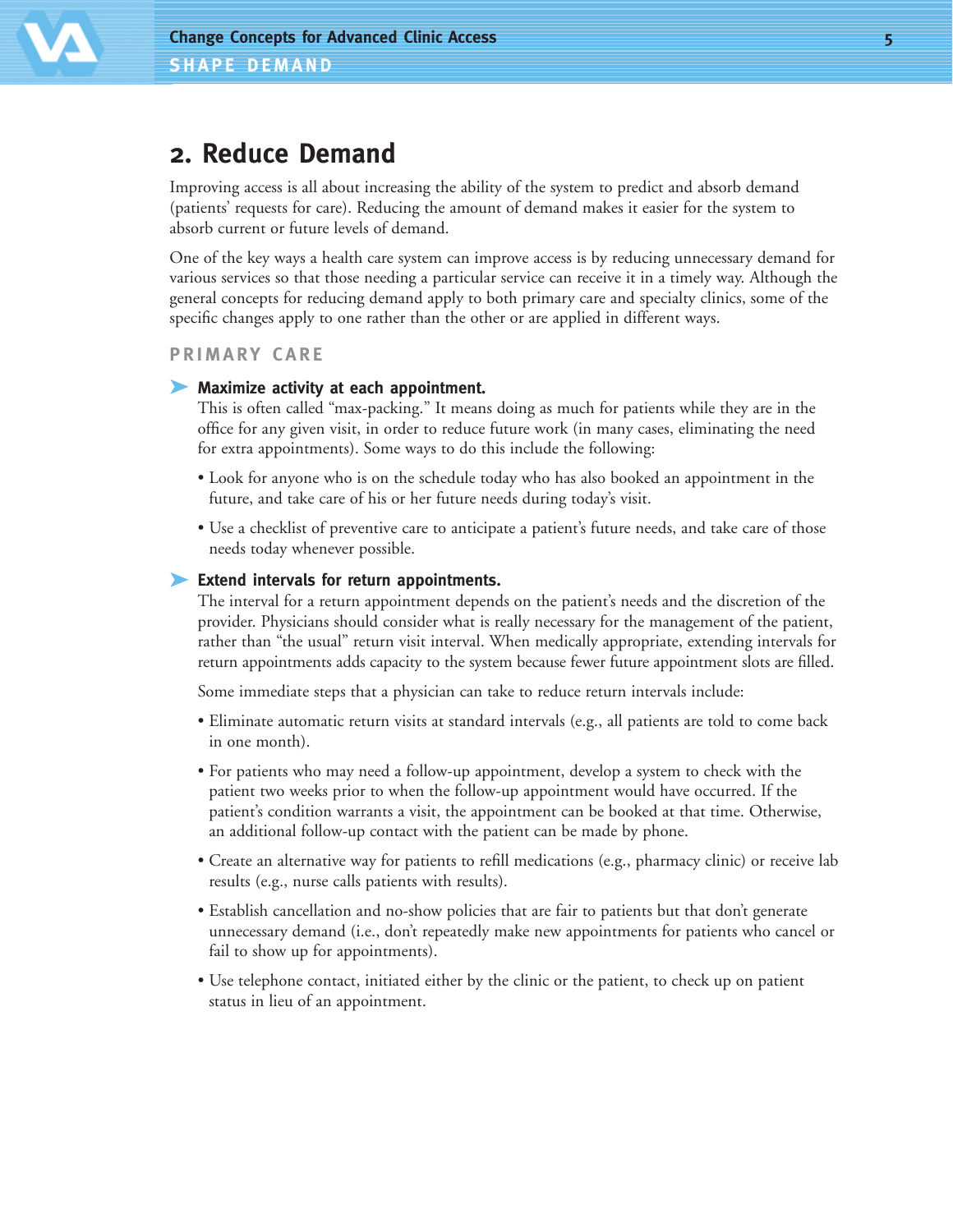## 2. Reduce Demand

Improving access is all about increasing the ability of the system to predict and absorb demand (patients' requests for care). Reducing the amount of demand makes it easier for the system to absorb current or future levels of demand.

One of the key ways a health care system can improve access is by reducing unnecessary demand for various services so that those needing a particular service can receive it in a timely way. Although the general concepts for reducing demand apply to both primary care and specialty clinics, some of the specific changes apply to one rather than the other or are applied in different ways.

### PRIMARY CARE

**Maximize activity at each appointment.**

This is often called "max-packing." It means doing as much for patients while they are in the office for any given visit, in order to reduce future work (in many cases, eliminating the need for extra appointments). Some ways to do this include the following:

- Look for anyone who is on the schedule today who has also booked an appointment in the future, and take care of his or her future needs during today's visit.
- Use a checklist of preventive care to anticipate a patient's future needs, and take care of those needs today whenever possible.

**Extend intervals for return appointments.**

The interval for a return appointment depends on the patient's needs and the discretion of the provider. Physicians should consider what is really necessary for the management of the patient, rather than "the usual" return visit interval. When medically appropriate, extending intervals for return appointments adds capacity to the system because fewer future appointment slots are filled.

Some immediate steps that a physician can take to reduce return intervals include:

- Eliminate automatic return visits at standard intervals (e.g., all patients are told to come back in one month).
- For patients who may need a follow-up appointment, develop a system to check with the patient two weeks prior to when the follow-up appointment would have occurred. If the patient's condition warrants a visit, the appointment can be booked at that time. Otherwise, an additional follow-up contact with the patient can be made by phone.
- Create an alternative way for patients to refill medications (e.g., pharmacy clinic) or receive lab results (e.g., nurse calls patients with results).
- Establish cancellation and no-show policies that are fair to patients but that don't generate unnecessary demand (i.e., don't repeatedly make new appointments for patients who cancel or fail to show up for appointments).
- Use telephone contact, initiated either by the clinic or the patient, to check up on patient status in lieu of an appointment.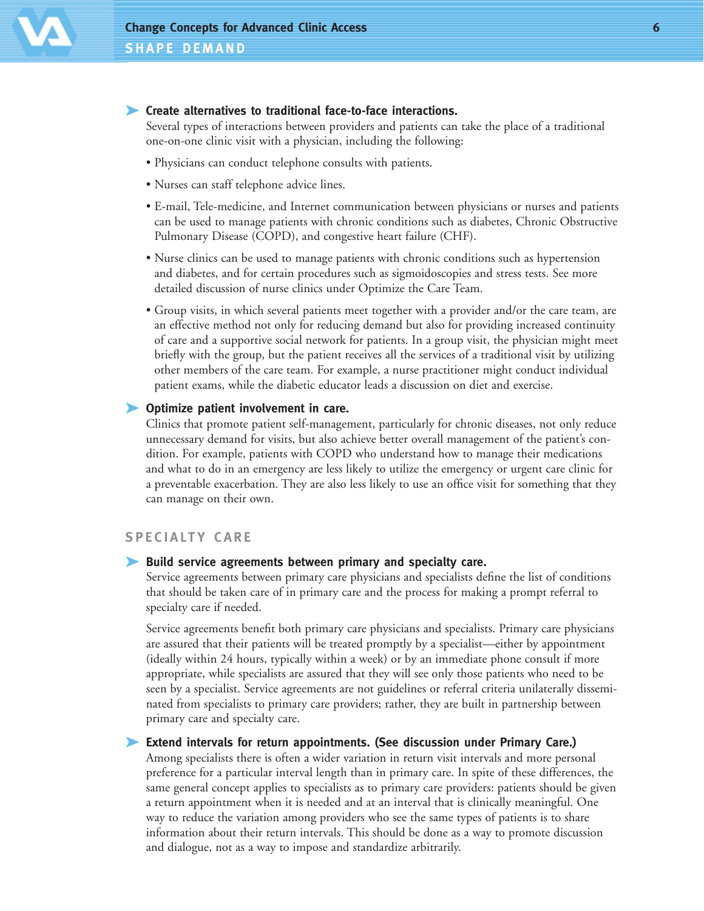**Create alternatives to traditional face-to-face interactions.**

Several types of interactions between providers and patients can take the place of a traditional one-on-one clinic visit with a physician, including the following:

- Physicians can conduct telephone consults with patients.
- Nurses can staff telephone advice lines.
- E-mail, Tele-medicine, and Internet communication between physicians or nurses and patients can be used to manage patients with chronic conditions such as diabetes, Chronic Obstructive Pulmonary Disease (COPD), and congestive heart failure (CHF).
- Nurse clinics can be used to manage patients with chronic conditions such as hypertension and diabetes, and for certain procedures such as sigmoidoscopies and stress tests. See more detailed discussion of nurse clinics under Optimize the Care Team.
- Group visits, in which several patients meet together with a provider and/or the care team, are an effective method not only for reducing demand but also for providing increased continuity of care and a supportive social network for patients. In a group visit, the physician might meet briefly with the group, but the patient receives all the services of a traditional visit by utilizing other members of the care team. For example, a nurse practitioner might conduct individual patient exams, while the diabetic educator leads a discussion on diet and exercise.

**Optimize patient involvement in care.**

Clinics that promote patient self-management, particularly for chronic diseases, not only reduce unnecessary demand for visits, but also achieve better overall management of the patient's condition. For example, patients with COPD who understand how to manage their medications and what to do in an emergency are less likely to utilize the emergency or urgent care clinic for a preventable exacerbation. They are also less likely to use an office visit for something that they can manage on their own.

## SPECIALTY CARE

**Build service agreements between primary and specialty care.**

Service agreements between primary care physicians and specialists define the list of conditions that should be taken care of in primary care and the process for making a prompt referral to specialty care if needed.

Service agreements benefit both primary care physicians and specialists. Primary care physicians are assured that their patients will be treated promptly by a specialist—either by appointment (ideally within 24 hours, typically within a week) or by an immediate phone consult if more appropriate, while specialists are assured that they will see only those patients who need to be seen by a specialist. Service agreements are not guidelines or referral criteria unilaterally disseminated from specialists to primary care providers; rather, they are built in partnership between primary care and specialty care.

**Extend intervals for return appointments. (See discussion under Primary Care.)**

Among specialists there is often a wider variation in return visit intervals and more personal preference for a particular interval length than in primary care. In spite of these differences, the same general concept applies to specialists as to primary care providers: patients should be given a return appointment when it is needed and at an interval that is clinically meaningful. One way to reduce the variation among providers who see the same types of patients is to share information about their return intervals. This should be done as a way to promote discussion and dialogue, not as a way to impose and standardize arbitrarily.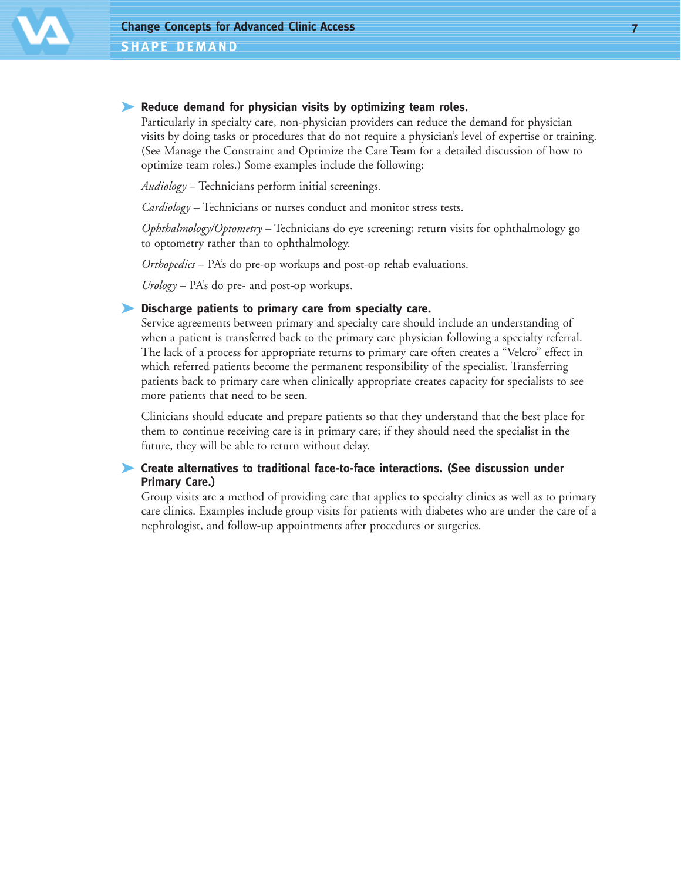- **Reduce demand for physician visits by optimizing team roles.**
  Particularly in specialty care, non-physician providers can reduce the demand for physician visits by doing tasks or procedures that do not require a physician's level of expertise or training. (See Manage the Constraint and Optimize the Care Team for a detailed discussion of how to optimize team roles.) Some examples include the following:

  *Audiology* – Technicians perform initial screenings.

  *Cardiology* – Technicians or nurses conduct and monitor stress tests.

  *Ophthalmology/Optometry* – Technicians do eye screening; return visits for ophthalmology go to optometry rather than to ophthalmology.

  *Orthopedics* – PA's do pre-op workups and post-op rehab evaluations.

  *Urology* – PA's do pre- and post-op workups.

- **Discharge patients to primary care from specialty care.**
  Service agreements between primary and specialty care should include an understanding of when a patient is transferred back to the primary care physician following a specialty referral. The lack of a process for appropriate returns to primary care often creates a "Velcro" effect in which referred patients become the permanent responsibility of the specialist. Transferring patients back to primary care when clinically appropriate creates capacity for specialists to see more patients that need to be seen.

  Clinicians should educate and prepare patients so that they understand that the best place for them to continue receiving care is in primary care; if they should need the specialist in the future, they will be able to return without delay.

- **Create alternatives to traditional face-to-face interactions. (See discussion under Primary Care.)**
  Group visits are a method of providing care that applies to specialty clinics as well as to primary care clinics. Examples include group visits for patients with diabetes who are under the care of a nephrologist, and follow-up appointments after procedures or surgeries.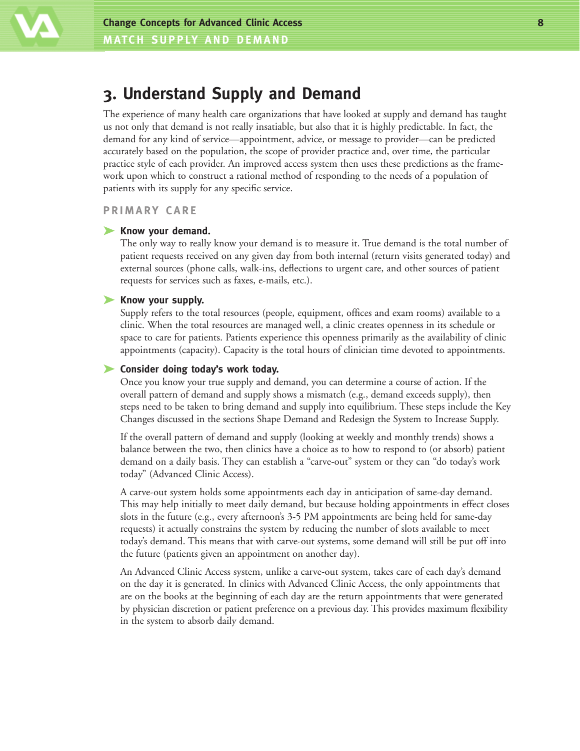## 3. Understand Supply and Demand

The experience of many health care organizations that have looked at supply and demand has taught us not only that demand is not really insatiable, but also that it is highly predictable. In fact, the demand for any kind of service—appointment, advice, or message to provider—can be predicted accurately based on the population, the scope of provider practice and, over time, the particular practice style of each provider. An improved access system then uses these predictions as the framework upon which to construct a rational method of responding to the needs of a population of patients with its supply for any specific service.

### PRIMARY CARE

**Know your demand.**

The only way to really know your demand is to measure it. True demand is the total number of patient requests received on any given day from both internal (return visits generated today) and external sources (phone calls, walk-ins, deflections to urgent care, and other sources of patient requests for services such as faxes, e-mails, etc.).

**Know your supply.**

Supply refers to the total resources (people, equipment, offices and exam rooms) available to a clinic. When the total resources are managed well, a clinic creates openness in its schedule or space to care for patients. Patients experience this openness primarily as the availability of clinic appointments (capacity). Capacity is the total hours of clinician time devoted to appointments.

**Consider doing today's work today.**

Once you know your true supply and demand, you can determine a course of action. If the overall pattern of demand and supply shows a mismatch (e.g., demand exceeds supply), then steps need to be taken to bring demand and supply into equilibrium. These steps include the Key Changes discussed in the sections Shape Demand and Redesign the System to Increase Supply.

If the overall pattern of demand and supply (looking at weekly and monthly trends) shows a balance between the two, then clinics have a choice as to how to respond to (or absorb) patient demand on a daily basis. They can establish a "carve-out" system or they can "do today's work today" (Advanced Clinic Access).

A carve-out system holds some appointments each day in anticipation of same-day demand. This may help initially to meet daily demand, but because holding appointments in effect closes slots in the future (e.g., every afternoon's 3-5 PM appointments are being held for same-day requests) it actually constrains the system by reducing the number of slots available to meet today's demand. This means that with carve-out systems, some demand will still be put off into the future (patients given an appointment on another day).

An Advanced Clinic Access system, unlike a carve-out system, takes care of each day's demand on the day it is generated. In clinics with Advanced Clinic Access, the only appointments that are on the books at the beginning of each day are the return appointments that were generated by physician discretion or patient preference on a previous day. This provides maximum flexibility in the system to absorb daily demand.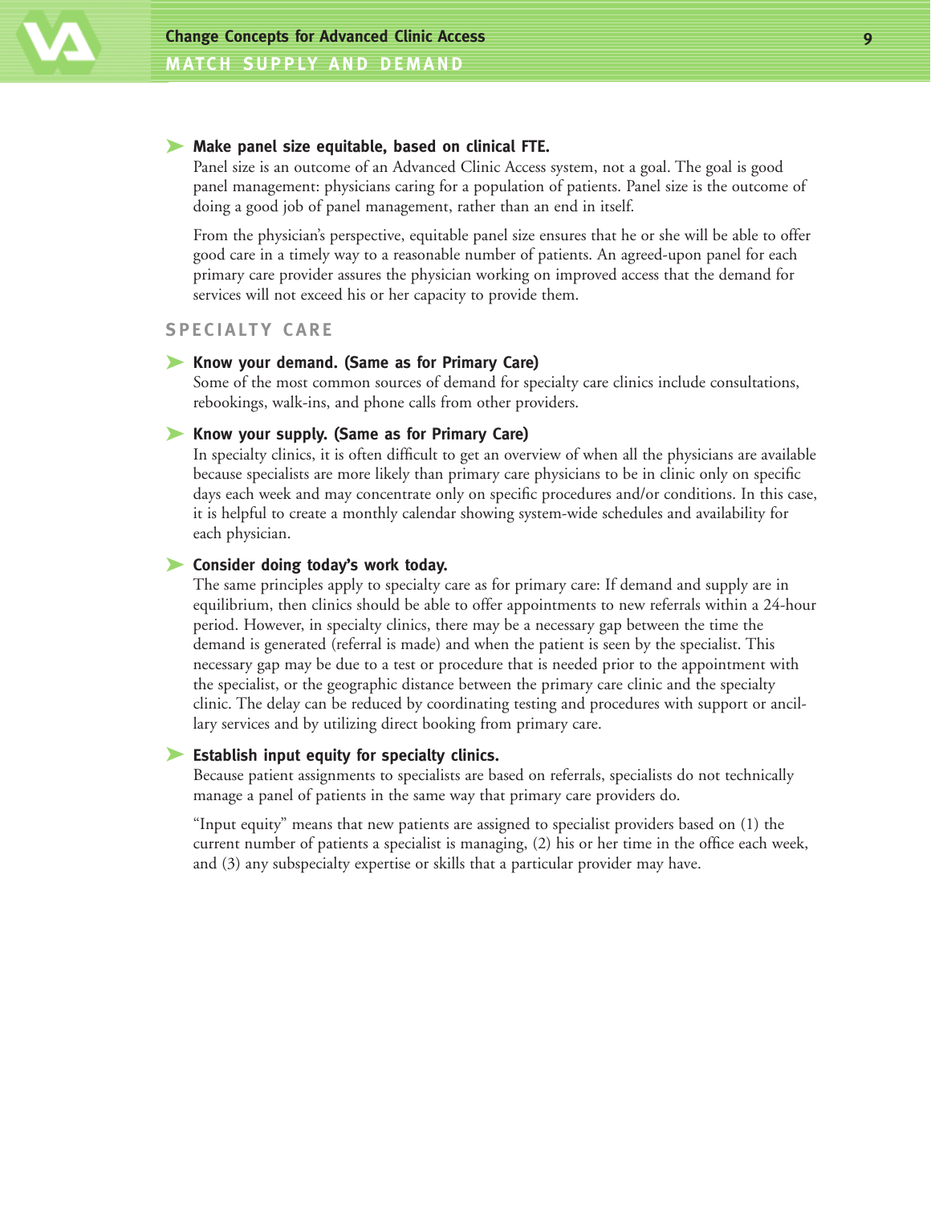**Make panel size equitable, based on clinical FTE.**

Panel size is an outcome of an Advanced Clinic Access system, not a goal. The goal is good panel management: physicians caring for a population of patients. Panel size is the outcome of doing a good job of panel management, rather than an end in itself.

From the physician's perspective, equitable panel size ensures that he or she will be able to offer good care in a timely way to a reasonable number of patients. An agreed-upon panel for each primary care provider assures the physician working on improved access that the demand for services will not exceed his or her capacity to provide them.

## SPECIALTY CARE

**Know your demand. (Same as for Primary Care)**

Some of the most common sources of demand for specialty care clinics include consultations, rebookings, walk-ins, and phone calls from other providers.

**Know your supply. (Same as for Primary Care)**

In specialty clinics, it is often difficult to get an overview of when all the physicians are available because specialists are more likely than primary care physicians to be in clinic only on specific days each week and may concentrate only on specific procedures and/or conditions. In this case, it is helpful to create a monthly calendar showing system-wide schedules and availability for each physician.

**Consider doing today's work today.**

The same principles apply to specialty care as for primary care: If demand and supply are in equilibrium, then clinics should be able to offer appointments to new referrals within a 24-hour period. However, in specialty clinics, there may be a necessary gap between the time the demand is generated (referral is made) and when the patient is seen by the specialist. This necessary gap may be due to a test or procedure that is needed prior to the appointment with the specialist, or the geographic distance between the primary care clinic and the specialty clinic. The delay can be reduced by coordinating testing and procedures with support or ancillary services and by utilizing direct booking from primary care.

**Establish input equity for specialty clinics.**

Because patient assignments to specialists are based on referrals, specialists do not technically manage a panel of patients in the same way that primary care providers do.

"Input equity" means that new patients are assigned to specialist providers based on (1) the current number of patients a specialist is managing, (2) his or her time in the office each week, and (3) any subspecialty expertise or skills that a particular provider may have.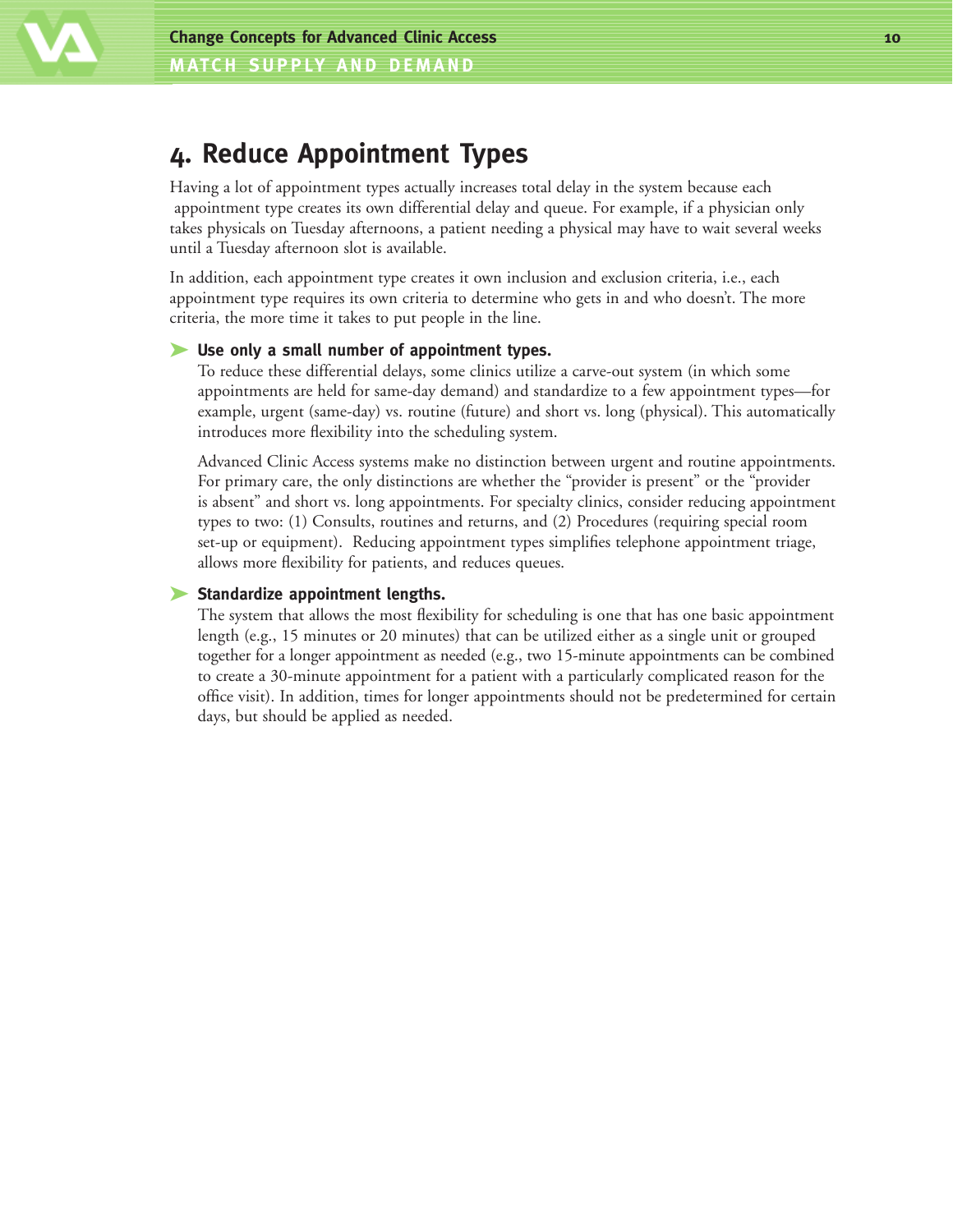## 4. Reduce Appointment Types

Having a lot of appointment types actually increases total delay in the system because each appointment type creates its own differential delay and queue. For example, if a physician only takes physicals on Tuesday afternoons, a patient needing a physical may have to wait several weeks until a Tuesday afternoon slot is available.

In addition, each appointment type creates it own inclusion and exclusion criteria, i.e., each appointment type requires its own criteria to determine who gets in and who doesn't. The more criteria, the more time it takes to put people in the line.

- **Use only a small number of appointment types.**

  To reduce these differential delays, some clinics utilize a carve-out system (in which some appointments are held for same-day demand) and standardize to a few appointment types—for example, urgent (same-day) vs. routine (future) and short vs. long (physical). This automatically introduces more flexibility into the scheduling system.

  Advanced Clinic Access systems make no distinction between urgent and routine appointments. For primary care, the only distinctions are whether the "provider is present" or the "provider is absent" and short vs. long appointments. For specialty clinics, consider reducing appointment types to two: (1) Consults, routines and returns, and (2) Procedures (requiring special room set-up or equipment). Reducing appointment types simplifies telephone appointment triage, allows more flexibility for patients, and reduces queues.

- **Standardize appointment lengths.**

  The system that allows the most flexibility for scheduling is one that has one basic appointment length (e.g., 15 minutes or 20 minutes) that can be utilized either as a single unit or grouped together for a longer appointment as needed (e.g., two 15-minute appointments can be combined to create a 30-minute appointment for a patient with a particularly complicated reason for the office visit). In addition, times for longer appointments should not be predetermined for certain days, but should be applied as needed.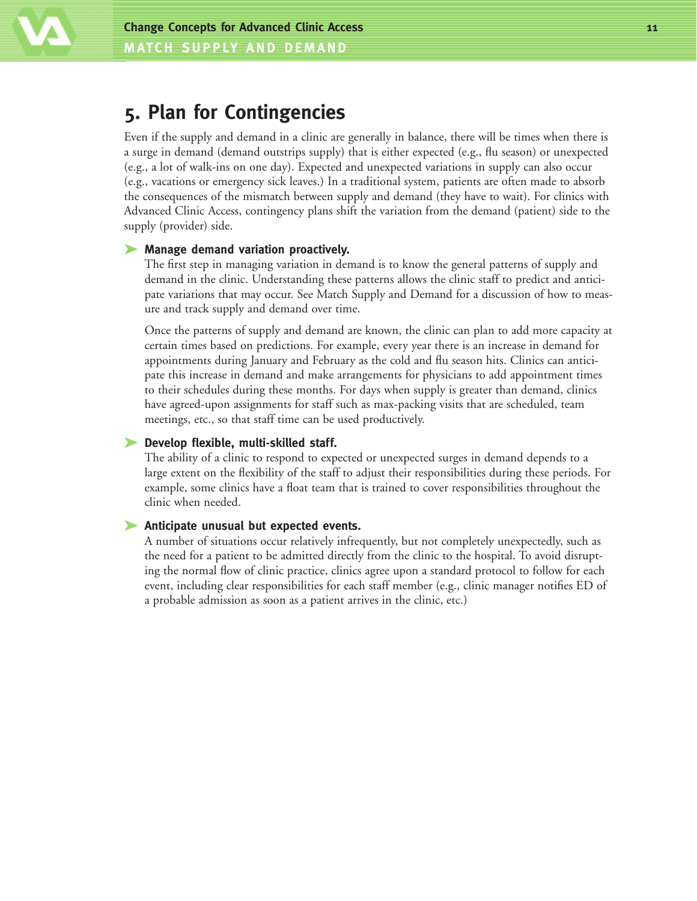## 5. Plan for Contingencies

Even if the supply and demand in a clinic are generally in balance, there will be times when there is a surge in demand (demand outstrips supply) that is either expected (e.g., flu season) or unexpected (e.g., a lot of walk-ins on one day). Expected and unexpected variations in supply can also occur (e.g., vacations or emergency sick leaves.) In a traditional system, patients are often made to absorb the consequences of the mismatch between supply and demand (they have to wait). For clinics with Advanced Clinic Access, contingency plans shift the variation from the demand (patient) side to the supply (provider) side.

- **Manage demand variation proactively.**
  The first step in managing variation in demand is to know the general patterns of supply and demand in the clinic. Understanding these patterns allows the clinic staff to predict and anticipate variations that may occur. See Match Supply and Demand for a discussion of how to measure and track supply and demand over time.

  Once the patterns of supply and demand are known, the clinic can plan to add more capacity at certain times based on predictions. For example, every year there is an increase in demand for appointments during January and February as the cold and flu season hits. Clinics can anticipate this increase in demand and make arrangements for physicians to add appointment times to their schedules during these months. For days when supply is greater than demand, clinics have agreed-upon assignments for staff such as max-packing visits that are scheduled, team meetings, etc., so that staff time can be used productively.

- **Develop flexible, multi-skilled staff.**
  The ability of a clinic to respond to expected or unexpected surges in demand depends to a large extent on the flexibility of the staff to adjust their responsibilities during these periods. For example, some clinics have a float team that is trained to cover responsibilities throughout the clinic when needed.

- **Anticipate unusual but expected events.**
  A number of situations occur relatively infrequently, but not completely unexpectedly, such as the need for a patient to be admitted directly from the clinic to the hospital. To avoid disrupting the normal flow of clinic practice, clinics agree upon a standard protocol to follow for each event, including clear responsibilities for each staff member (e.g., clinic manager notifies ED of a probable admission as soon as a patient arrives in the clinic, etc.)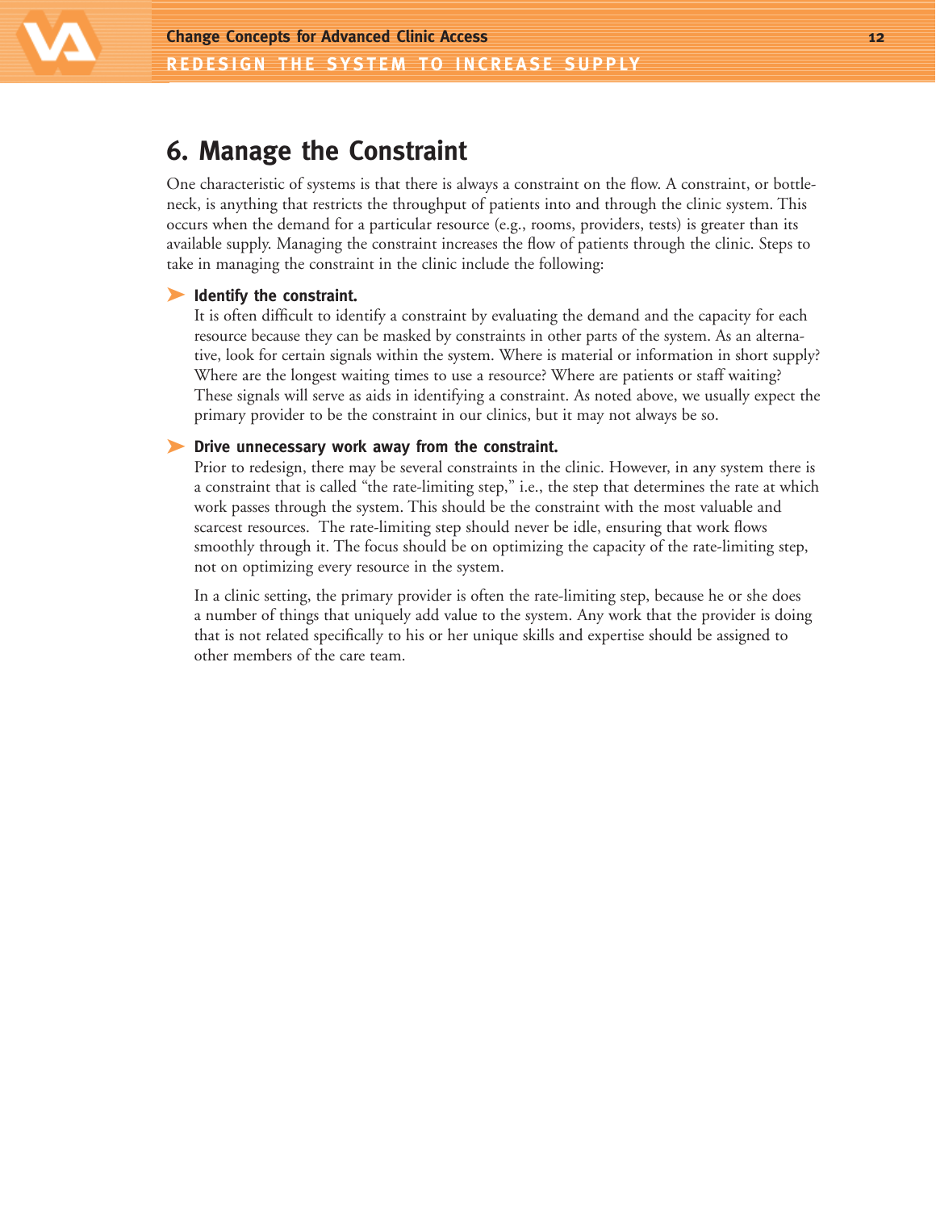# 6. Manage the Constraint

One characteristic of systems is that there is always a constraint on the flow. A constraint, or bottleneck, is anything that restricts the throughput of patients into and through the clinic system. This occurs when the demand for a particular resource (e.g., rooms, providers, tests) is greater than its available supply. Managing the constraint increases the flow of patients through the clinic. Steps to take in managing the constraint in the clinic include the following:

- **Identify the constraint.**
  It is often difficult to identify a constraint by evaluating the demand and the capacity for each resource because they can be masked by constraints in other parts of the system. As an alternative, look for certain signals within the system. Where is material or information in short supply? Where are the longest waiting times to use a resource? Where are patients or staff waiting? These signals will serve as aids in identifying a constraint. As noted above, we usually expect the primary provider to be the constraint in our clinics, but it may not always be so.

- **Drive unnecessary work away from the constraint.**
  Prior to redesign, there may be several constraints in the clinic. However, in any system there is a constraint that is called "the rate-limiting step," i.e., the step that determines the rate at which work passes through the system. This should be the constraint with the most valuable and scarcest resources. The rate-limiting step should never be idle, ensuring that work flows smoothly through it. The focus should be on optimizing the capacity of the rate-limiting step, not on optimizing every resource in the system.

  In a clinic setting, the primary provider is often the rate-limiting step, because he or she does a number of things that uniquely add value to the system. Any work that the provider is doing that is not related specifically to his or her unique skills and expertise should be assigned to other members of the care team.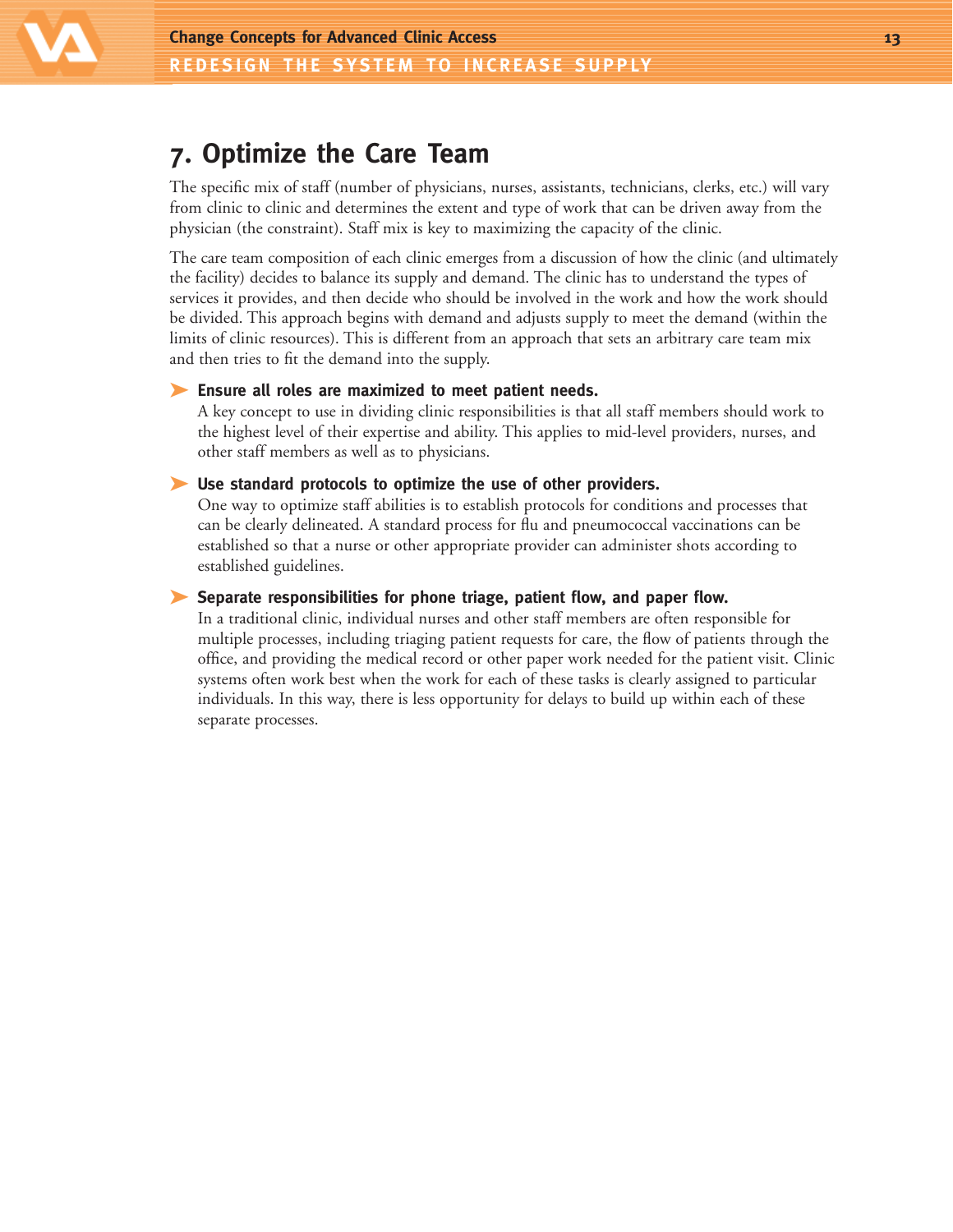## 7. Optimize the Care Team

The specific mix of staff (number of physicians, nurses, assistants, technicians, clerks, etc.) will vary from clinic to clinic and determines the extent and type of work that can be driven away from the physician (the constraint). Staff mix is key to maximizing the capacity of the clinic.

The care team composition of each clinic emerges from a discussion of how the clinic (and ultimately the facility) decides to balance its supply and demand. The clinic has to understand the types of services it provides, and then decide who should be involved in the work and how the work should be divided. This approach begins with demand and adjusts supply to meet the demand (within the limits of clinic resources). This is different from an approach that sets an arbitrary care team mix and then tries to fit the demand into the supply.

- **Ensure all roles are maximized to meet patient needs.**
  A key concept to use in dividing clinic responsibilities is that all staff members should work to the highest level of their expertise and ability. This applies to mid-level providers, nurses, and other staff members as well as to physicians.

- **Use standard protocols to optimize the use of other providers.**
  One way to optimize staff abilities is to establish protocols for conditions and processes that can be clearly delineated. A standard process for flu and pneumococcal vaccinations can be established so that a nurse or other appropriate provider can administer shots according to established guidelines.

- **Separate responsibilities for phone triage, patient flow, and paper flow.**
  In a traditional clinic, individual nurses and other staff members are often responsible for multiple processes, including triaging patient requests for care, the flow of patients through the office, and providing the medical record or other paper work needed for the patient visit. Clinic systems often work best when the work for each of these tasks is clearly assigned to particular individuals. In this way, there is less opportunity for delays to build up within each of these separate processes.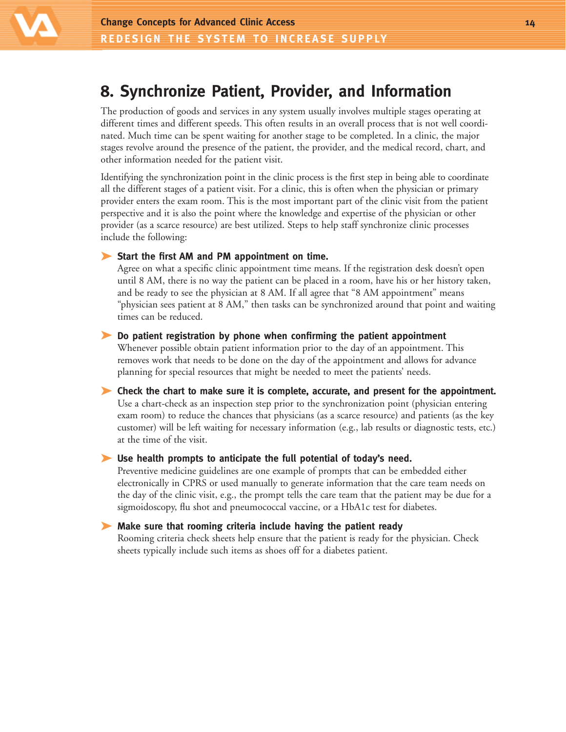## 8. Synchronize Patient, Provider, and Information

The production of goods and services in any system usually involves multiple stages operating at different times and different speeds. This often results in an overall process that is not well coordinated. Much time can be spent waiting for another stage to be completed. In a clinic, the major stages revolve around the presence of the patient, the provider, and the medical record, chart, and other information needed for the patient visit.

Identifying the synchronization point in the clinic process is the first step in being able to coordinate all the different stages of a patient visit. For a clinic, this is often when the physician or primary provider enters the exam room. This is the most important part of the clinic visit from the patient perspective and it is also the point where the knowledge and expertise of the physician or other provider (as a scarce resource) are best utilized. Steps to help staff synchronize clinic processes include the following:

- **Start the first AM and PM appointment on time.**
  Agree on what a specific clinic appointment time means. If the registration desk doesn't open until 8 AM, there is no way the patient can be placed in a room, have his or her history taken, and be ready to see the physician at 8 AM. If all agree that "8 AM appointment" means "physician sees patient at 8 AM," then tasks can be synchronized around that point and waiting times can be reduced.

- **Do patient registration by phone when confirming the patient appointment**
  Whenever possible obtain patient information prior to the day of an appointment. This removes work that needs to be done on the day of the appointment and allows for advance planning for special resources that might be needed to meet the patients' needs.

- **Check the chart to make sure it is complete, accurate, and present for the appointment.**
  Use a chart-check as an inspection step prior to the synchronization point (physician entering exam room) to reduce the chances that physicians (as a scarce resource) and patients (as the key customer) will be left waiting for necessary information (e.g., lab results or diagnostic tests, etc.) at the time of the visit.

- **Use health prompts to anticipate the full potential of today's need.**
  Preventive medicine guidelines are one example of prompts that can be embedded either electronically in CPRS or used manually to generate information that the care team needs on the day of the clinic visit, e.g., the prompt tells the care team that the patient may be due for a sigmoidoscopy, flu shot and pneumococcal vaccine, or a HbA1c test for diabetes.

- **Make sure that rooming criteria include having the patient ready**
  Rooming criteria check sheets help ensure that the patient is ready for the physician. Check sheets typically include such items as shoes off for a diabetes patient.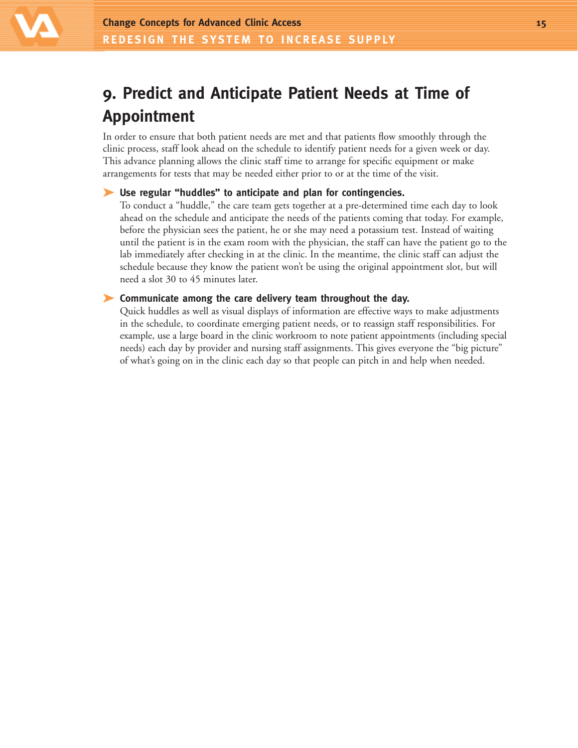## 9. Predict and Anticipate Patient Needs at Time of Appointment

In order to ensure that both patient needs are met and that patients flow smoothly through the clinic process, staff look ahead on the schedule to identify patient needs for a given week or day. This advance planning allows the clinic staff time to arrange for specific equipment or make arrangements for tests that may be needed either prior to or at the time of the visit.

- **Use regular "huddles" to anticipate and plan for contingencies.**
  To conduct a "huddle," the care team gets together at a pre-determined time each day to look ahead on the schedule and anticipate the needs of the patients coming that today. For example, before the physician sees the patient, he or she may need a potassium test. Instead of waiting until the patient is in the exam room with the physician, the staff can have the patient go to the lab immediately after checking in at the clinic. In the meantime, the clinic staff can adjust the schedule because they know the patient won't be using the original appointment slot, but will need a slot 30 to 45 minutes later.

- **Communicate among the care delivery team throughout the day.**
  Quick huddles as well as visual displays of information are effective ways to make adjustments in the schedule, to coordinate emerging patient needs, or to reassign staff responsibilities. For example, use a large board in the clinic workroom to note patient appointments (including special needs) each day by provider and nursing staff assignments. This gives everyone the "big picture" of what's going on in the clinic each day so that people can pitch in and help when needed.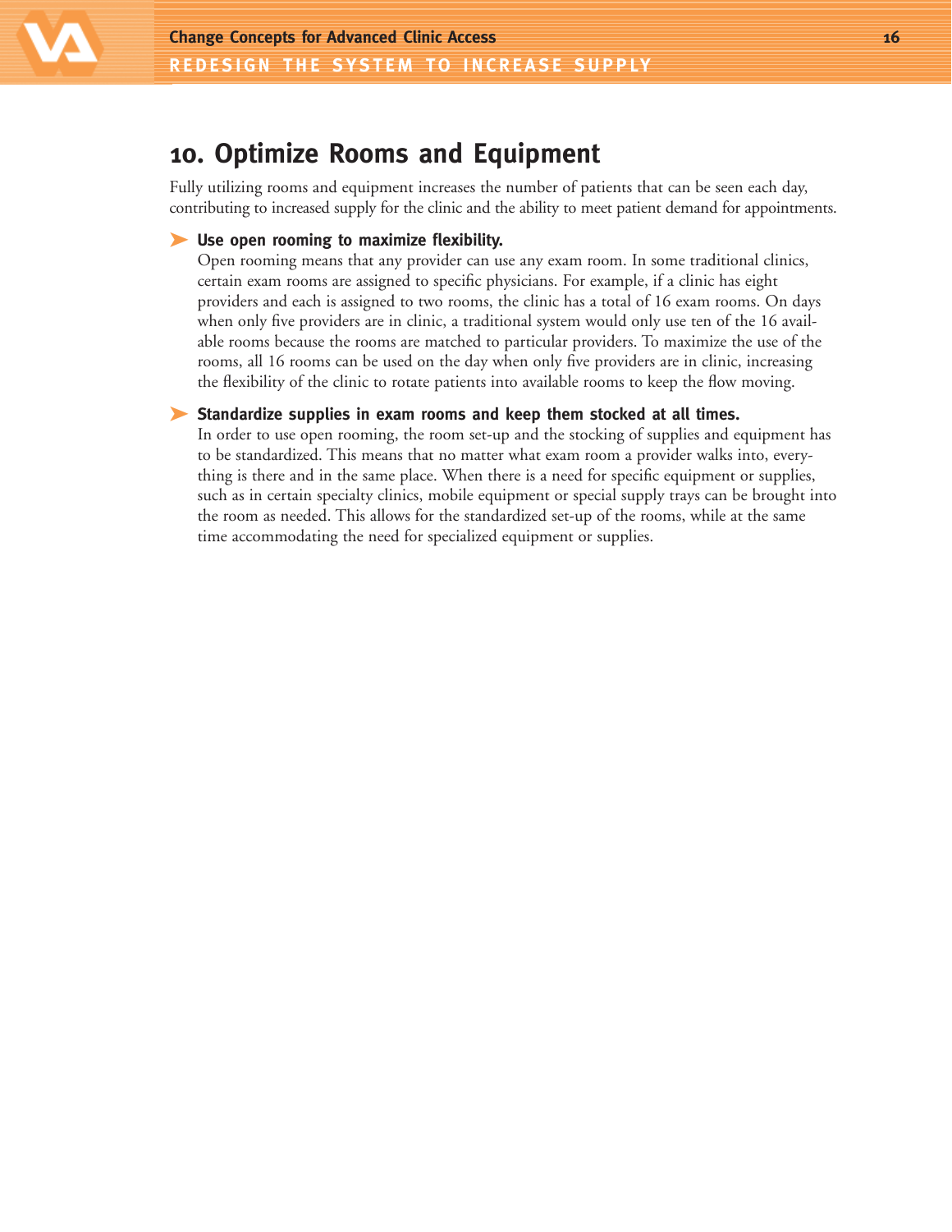## 10. Optimize Rooms and Equipment

Fully utilizing rooms and equipment increases the number of patients that can be seen each day, contributing to increased supply for the clinic and the ability to meet patient demand for appointments.

- **Use open rooming to maximize flexibility.**
  Open rooming means that any provider can use any exam room. In some traditional clinics, certain exam rooms are assigned to specific physicians. For example, if a clinic has eight providers and each is assigned to two rooms, the clinic has a total of 16 exam rooms. On days when only five providers are in clinic, a traditional system would only use ten of the 16 available rooms because the rooms are matched to particular providers. To maximize the use of the rooms, all 16 rooms can be used on the day when only five providers are in clinic, increasing the flexibility of the clinic to rotate patients into available rooms to keep the flow moving.

- **Standardize supplies in exam rooms and keep them stocked at all times.**
  In order to use open rooming, the room set-up and the stocking of supplies and equipment has to be standardized. This means that no matter what exam room a provider walks into, everything is there and in the same place. When there is a need for specific equipment or supplies, such as in certain specialty clinics, mobile equipment or special supply trays can be brought into the room as needed. This allows for the standardized set-up of the rooms, while at the same time accommodating the need for specialized equipment or supplies.